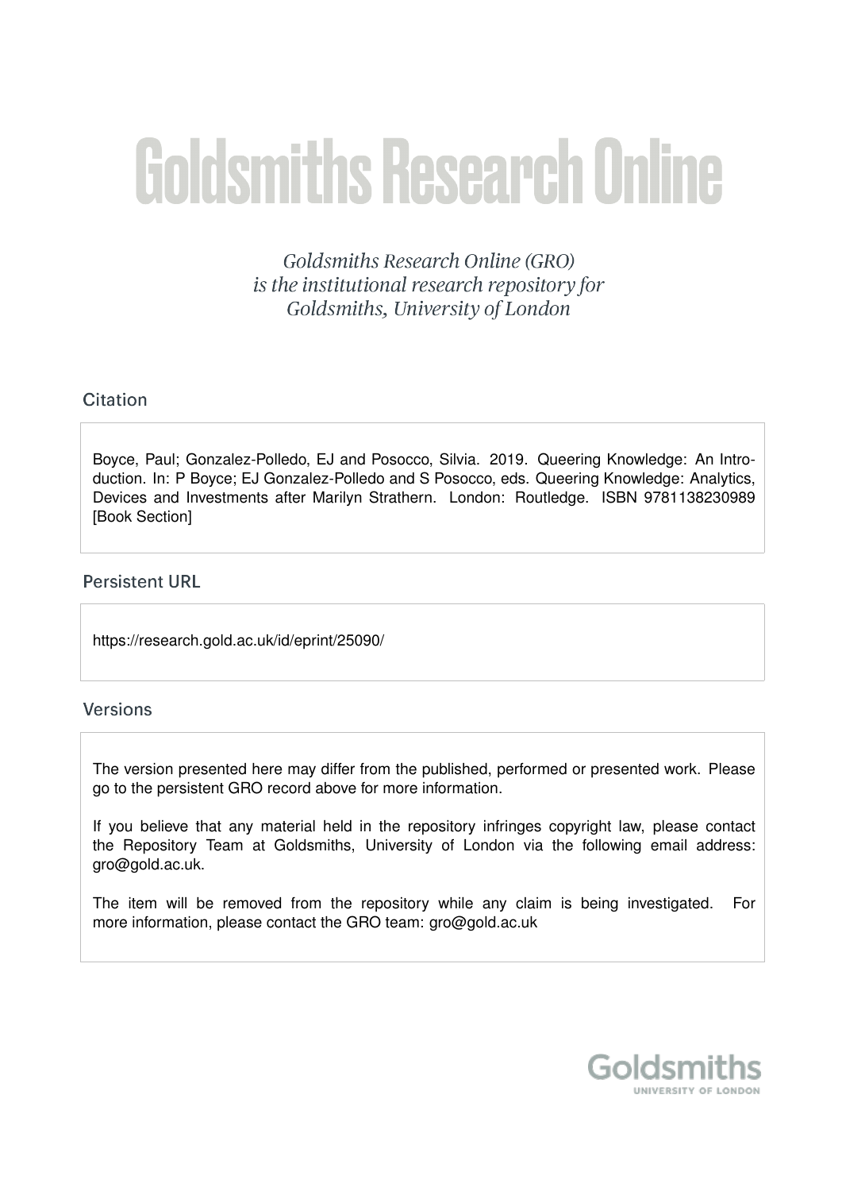# Goldsmiths Research Online

*Goldsmiths Research Online (GRO) is the institutional research repository for Goldsmiths, University of London*

## Citation

Boyce, Paul; Gonzalez-Polledo, EJ and Posocco, Silvia. 2019. Queering Knowledge: An Introduction. In: P Boyce; EJ Gonzalez-Polledo and S Posocco, eds. Queering Knowledge: Analytics, Devices and Investments after Marilyn Strathern. London: Routledge. ISBN 9781138230989 [Book Section]

## Persistent URL

https://research.gold.ac.uk/id/eprint/25090/

## Versions

The version presented here may differ from the published, performed or presented work. Please go to the persistent GRO record above for more information.

If you believe that any material held in the repository infringes copyright law, please contact the Repository Team at Goldsmiths, University of London via the following email address: gro@gold.ac.uk.

The item will be removed from the repository while any claim is being investigated. For more information, please contact the GRO team: gro@gold.ac.uk

Goldsmiths
UNIVERSITY OF LONDON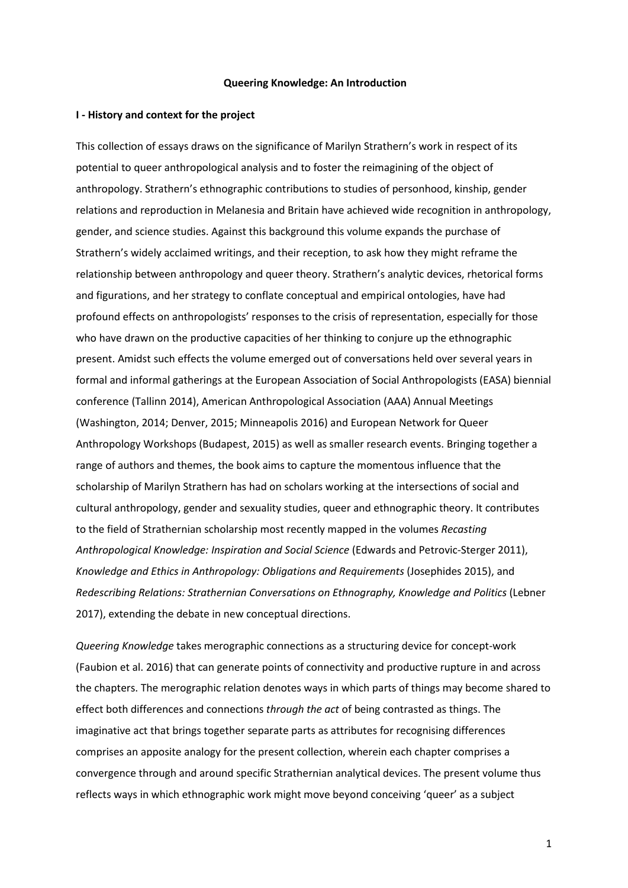**Queering Knowledge: An Introduction**

**I - History and context for the project**

This collection of essays draws on the significance of Marilyn Strathern's work in respect of its potential to queer anthropological analysis and to foster the reimagining of the object of anthropology. Strathern's ethnographic contributions to studies of personhood, kinship, gender relations and reproduction in Melanesia and Britain have achieved wide recognition in anthropology, gender, and science studies. Against this background this volume expands the purchase of Strathern's widely acclaimed writings, and their reception, to ask how they might reframe the relationship between anthropology and queer theory. Strathern's analytic devices, rhetorical forms and figurations, and her strategy to conflate conceptual and empirical ontologies, have had profound effects on anthropologists' responses to the crisis of representation, especially for those who have drawn on the productive capacities of her thinking to conjure up the ethnographic present. Amidst such effects the volume emerged out of conversations held over several years in formal and informal gatherings at the European Association of Social Anthropologists (EASA) biennial conference (Tallinn 2014), American Anthropological Association (AAA) Annual Meetings (Washington, 2014; Denver, 2015; Minneapolis 2016) and European Network for Queer Anthropology Workshops (Budapest, 2015) as well as smaller research events. Bringing together a range of authors and themes, the book aims to capture the momentous influence that the scholarship of Marilyn Strathern has had on scholars working at the intersections of social and cultural anthropology, gender and sexuality studies, queer and ethnographic theory. It contributes to the field of Strathernian scholarship most recently mapped in the volumes *Recasting Anthropological Knowledge: Inspiration and Social Science* (Edwards and Petrovic-Sterger 2011), *Knowledge and Ethics in Anthropology: Obligations and Requirements* (Josephides 2015), and *Redescribing Relations: Strathernian Conversations on Ethnography, Knowledge and Politics* (Lebner 2017), extending the debate in new conceptual directions.

*Queering Knowledge* takes merographic connections as a structuring device for concept-work (Faubion et al. 2016) that can generate points of connectivity and productive rupture in and across the chapters. The merographic relation denotes ways in which parts of things may become shared to effect both differences and connections *through the act* of being contrasted as things. The imaginative act that brings together separate parts as attributes for recognising differences comprises an apposite analogy for the present collection, wherein each chapter comprises a convergence through and around specific Strathernian analytical devices. The present volume thus reflects ways in which ethnographic work might move beyond conceiving 'queer' as a subject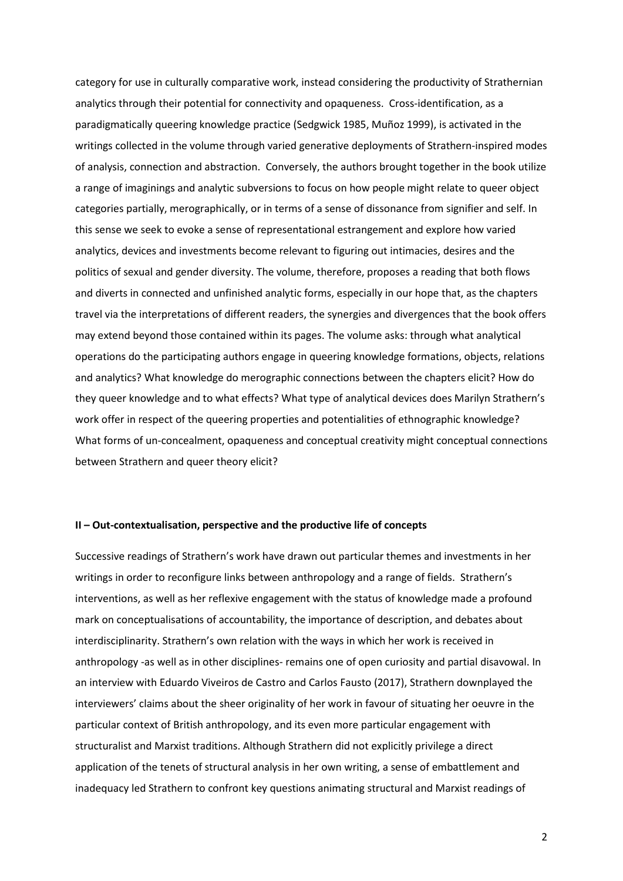category for use in culturally comparative work, instead considering the productivity of Strathernian analytics through their potential for connectivity and opaqueness. Cross-identification, as a paradigmatically queering knowledge practice (Sedgwick 1985, Muñoz 1999), is activated in the writings collected in the volume through varied generative deployments of Strathern-inspired modes of analysis, connection and abstraction. Conversely, the authors brought together in the book utilize a range of imaginings and analytic subversions to focus on how people might relate to queer object categories partially, merographically, or in terms of a sense of dissonance from signifier and self. In this sense we seek to evoke a sense of representational estrangement and explore how varied analytics, devices and investments become relevant to figuring out intimacies, desires and the politics of sexual and gender diversity. The volume, therefore, proposes a reading that both flows and diverts in connected and unfinished analytic forms, especially in our hope that, as the chapters travel via the interpretations of different readers, the synergies and divergences that the book offers may extend beyond those contained within its pages. The volume asks: through what analytical operations do the participating authors engage in queering knowledge formations, objects, relations and analytics? What knowledge do merographic connections between the chapters elicit? How do they queer knowledge and to what effects? What type of analytical devices does Marilyn Strathern's work offer in respect of the queering properties and potentialities of ethnographic knowledge? What forms of un-concealment, opaqueness and conceptual creativity might conceptual connections between Strathern and queer theory elicit?

## II – Out-contextualisation, perspective and the productive life of concepts

Successive readings of Strathern's work have drawn out particular themes and investments in her writings in order to reconfigure links between anthropology and a range of fields. Strathern's interventions, as well as her reflexive engagement with the status of knowledge made a profound mark on conceptualisations of accountability, the importance of description, and debates about interdisciplinarity. Strathern's own relation with the ways in which her work is received in anthropology -as well as in other disciplines- remains one of open curiosity and partial disavowal. In an interview with Eduardo Viveiros de Castro and Carlos Fausto (2017), Strathern downplayed the interviewers' claims about the sheer originality of her work in favour of situating her oeuvre in the particular context of British anthropology, and its even more particular engagement with structuralist and Marxist traditions. Although Strathern did not explicitly privilege a direct application of the tenets of structural analysis in her own writing, a sense of embattlement and inadequacy led Strathern to confront key questions animating structural and Marxist readings of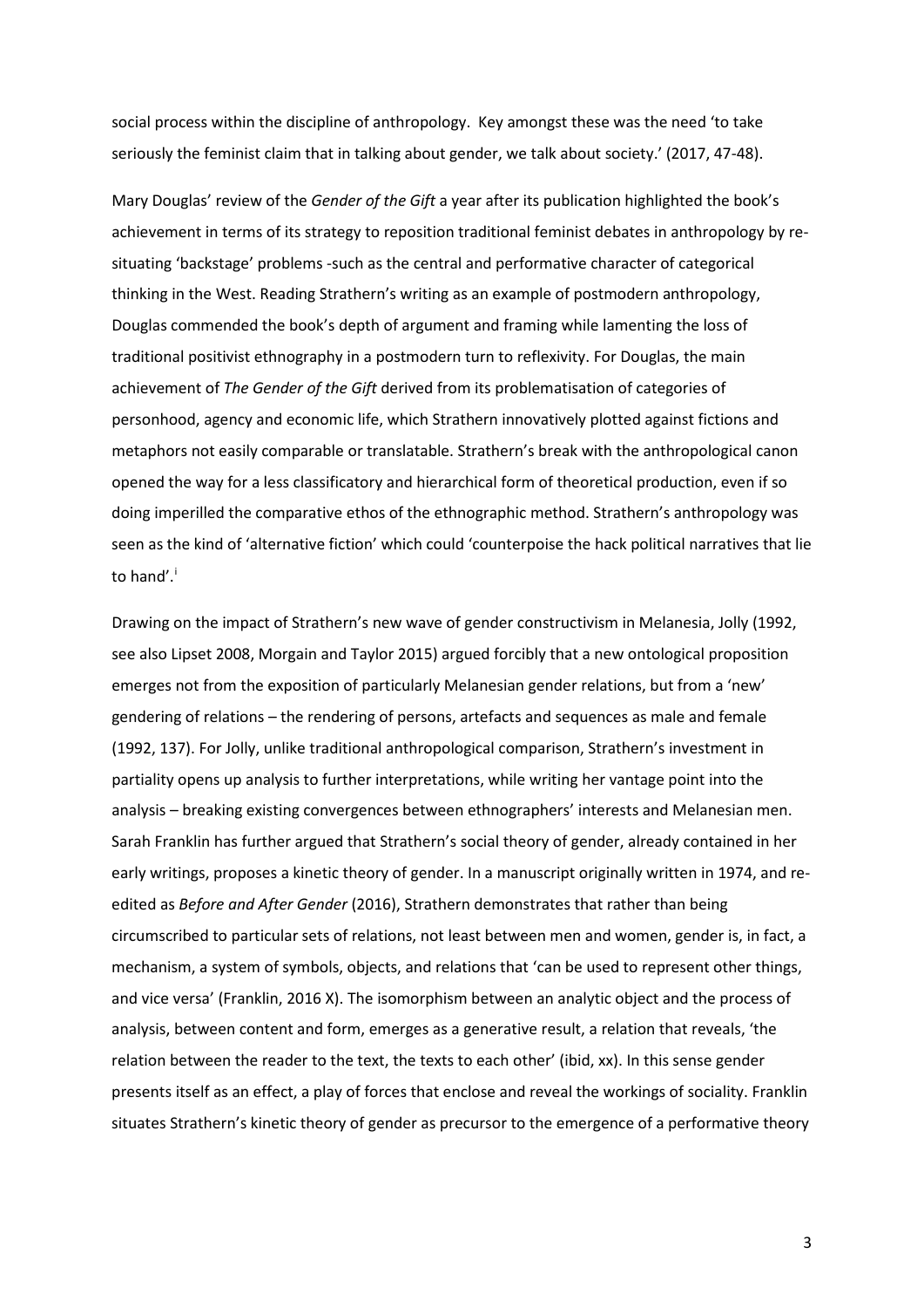social process within the discipline of anthropology. Key amongst these was the need 'to take seriously the feminist claim that in talking about gender, we talk about society.' (2017, 47-48).

Mary Douglas' review of the *Gender of the Gift* a year after its publication highlighted the book's achievement in terms of its strategy to reposition traditional feminist debates in anthropology by re-situating 'backstage' problems -such as the central and performative character of categorical thinking in the West. Reading Strathern's writing as an example of postmodern anthropology, Douglas commended the book's depth of argument and framing while lamenting the loss of traditional positivist ethnography in a postmodern turn to reflexivity. For Douglas, the main achievement of *The Gender of the Gift* derived from its problematisation of categories of personhood, agency and economic life, which Strathern innovatively plotted against fictions and metaphors not easily comparable or translatable. Strathern's break with the anthropological canon opened the way for a less classificatory and hierarchical form of theoretical production, even if so doing imperilled the comparative ethos of the ethnographic method. Strathern's anthropology was seen as the kind of 'alternative fiction' which could 'counterpoise the hack political narratives that lie to hand'.[i]

Drawing on the impact of Strathern's new wave of gender constructivism in Melanesia, Jolly (1992, see also Lipset 2008, Morgain and Taylor 2015) argued forcibly that a new ontological proposition emerges not from the exposition of particularly Melanesian gender relations, but from a 'new' gendering of relations – the rendering of persons, artefacts and sequences as male and female (1992, 137). For Jolly, unlike traditional anthropological comparison, Strathern's investment in partiality opens up analysis to further interpretations, while writing her vantage point into the analysis – breaking existing convergences between ethnographers' interests and Melanesian men. Sarah Franklin has further argued that Strathern's social theory of gender, already contained in her early writings, proposes a kinetic theory of gender. In a manuscript originally written in 1974, and re-edited as *Before and After Gender* (2016), Strathern demonstrates that rather than being circumscribed to particular sets of relations, not least between men and women, gender is, in fact, a mechanism, a system of symbols, objects, and relations that 'can be used to represent other things, and vice versa' (Franklin, 2016 X). The isomorphism between an analytic object and the process of analysis, between content and form, emerges as a generative result, a relation that reveals, 'the relation between the reader to the text, the texts to each other' (ibid, xx). In this sense gender presents itself as an effect, a play of forces that enclose and reveal the workings of sociality. Franklin situates Strathern's kinetic theory of gender as precursor to the emergence of a performative theory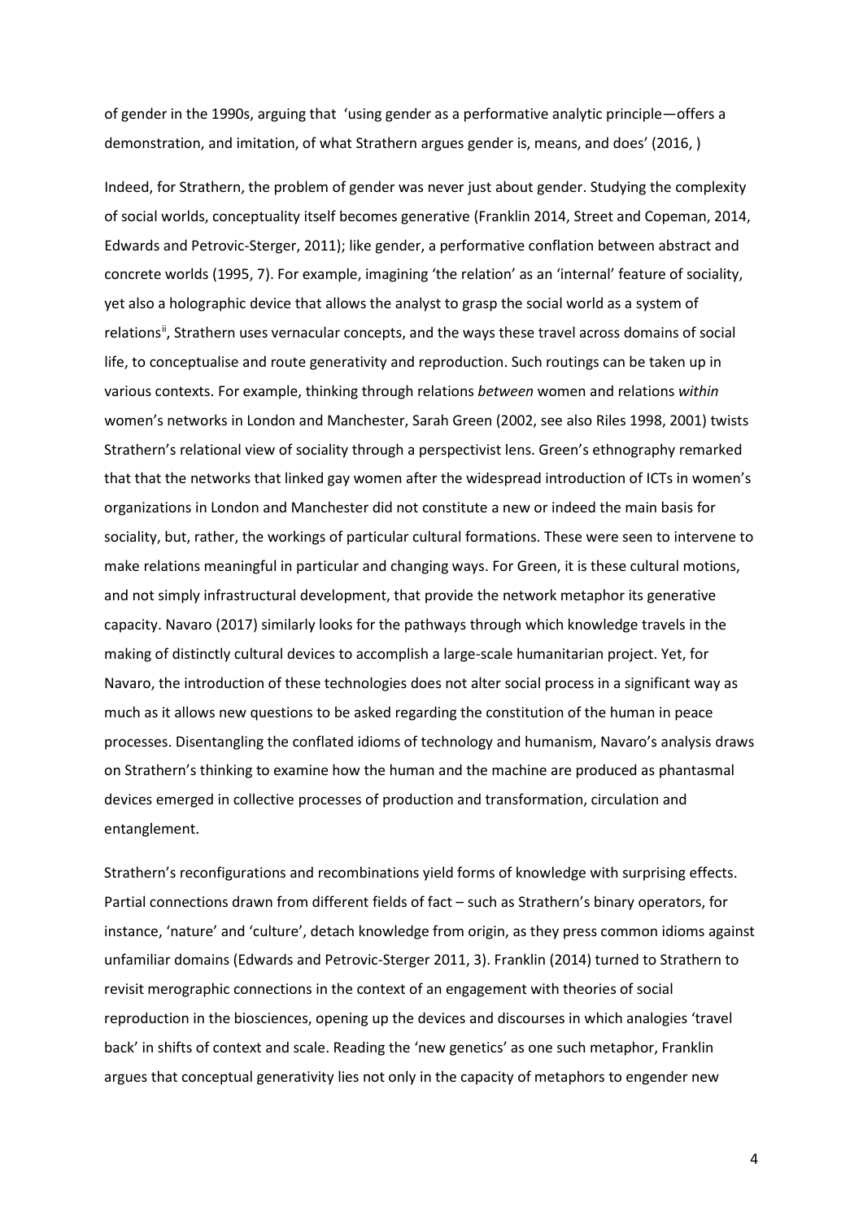of gender in the 1990s, arguing that 'using gender as a performative analytic principle—offers a demonstration, and imitation, of what Strathern argues gender is, means, and does' (2016, )

Indeed, for Strathern, the problem of gender was never just about gender. Studying the complexity of social worlds, conceptuality itself becomes generative (Franklin 2014, Street and Copeman, 2014, Edwards and Petrovic-Sterger, 2011); like gender, a performative conflation between abstract and concrete worlds (1995, 7). For example, imagining 'the relation' as an 'internal' feature of sociality, yet also a holographic device that allows the analyst to grasp the social world as a system of relations[ii], Strathern uses vernacular concepts, and the ways these travel across domains of social life, to conceptualise and route generativity and reproduction. Such routings can be taken up in various contexts. For example, thinking through relations *between* women and relations *within* women's networks in London and Manchester, Sarah Green (2002, see also Riles 1998, 2001) twists Strathern's relational view of sociality through a perspectivist lens. Green's ethnography remarked that that the networks that linked gay women after the widespread introduction of ICTs in women's organizations in London and Manchester did not constitute a new or indeed the main basis for sociality, but, rather, the workings of particular cultural formations. These were seen to intervene to make relations meaningful in particular and changing ways. For Green, it is these cultural motions, and not simply infrastructural development, that provide the network metaphor its generative capacity. Navaro (2017) similarly looks for the pathways through which knowledge travels in the making of distinctly cultural devices to accomplish a large-scale humanitarian project. Yet, for Navaro, the introduction of these technologies does not alter social process in a significant way as much as it allows new questions to be asked regarding the constitution of the human in peace processes. Disentangling the conflated idioms of technology and humanism, Navaro's analysis draws on Strathern's thinking to examine how the human and the machine are produced as phantasmal devices emerged in collective processes of production and transformation, circulation and entanglement.

Strathern's reconfigurations and recombinations yield forms of knowledge with surprising effects. Partial connections drawn from different fields of fact – such as Strathern's binary operators, for instance, 'nature' and 'culture', detach knowledge from origin, as they press common idioms against unfamiliar domains (Edwards and Petrovic-Sterger 2011, 3). Franklin (2014) turned to Strathern to revisit merographic connections in the context of an engagement with theories of social reproduction in the biosciences, opening up the devices and discourses in which analogies 'travel back' in shifts of context and scale. Reading the 'new genetics' as one such metaphor, Franklin argues that conceptual generativity lies not only in the capacity of metaphors to engender new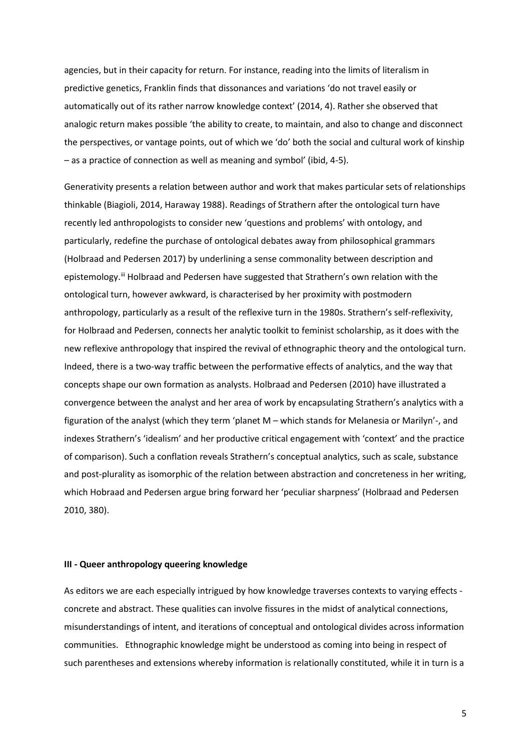agencies, but in their capacity for return. For instance, reading into the limits of literalism in predictive genetics, Franklin finds that dissonances and variations 'do not travel easily or automatically out of its rather narrow knowledge context' (2014, 4). Rather she observed that analogic return makes possible 'the ability to create, to maintain, and also to change and disconnect the perspectives, or vantage points, out of which we 'do' both the social and cultural work of kinship – as a practice of connection as well as meaning and symbol' (ibid, 4-5).

Generativity presents a relation between author and work that makes particular sets of relationships thinkable (Biagioli, 2014, Haraway 1988). Readings of Strathern after the ontological turn have recently led anthropologists to consider new 'questions and problems' with ontology, and particularly, redefine the purchase of ontological debates away from philosophical grammars (Holbraad and Pedersen 2017) by underlining a sense commonality between description and epistemology.[iii] Holbraad and Pedersen have suggested that Strathern's own relation with the ontological turn, however awkward, is characterised by her proximity with postmodern anthropology, particularly as a result of the reflexive turn in the 1980s. Strathern's self-reflexivity, for Holbraad and Pedersen, connects her analytic toolkit to feminist scholarship, as it does with the new reflexive anthropology that inspired the revival of ethnographic theory and the ontological turn. Indeed, there is a two-way traffic between the performative effects of analytics, and the way that concepts shape our own formation as analysts. Holbraad and Pedersen (2010) have illustrated a convergence between the analyst and her area of work by encapsulating Strathern's analytics with a figuration of the analyst (which they term 'planet M – which stands for Melanesia or Marilyn'-, and indexes Strathern's 'idealism' and her productive critical engagement with 'context' and the practice of comparison). Such a conflation reveals Strathern's conceptual analytics, such as scale, substance and post-plurality as isomorphic of the relation between abstraction and concreteness in her writing, which Hobraad and Pedersen argue bring forward her 'peculiar sharpness' (Holbraad and Pedersen 2010, 380).

### III - Queer anthropology queering knowledge

As editors we are each especially intrigued by how knowledge traverses contexts to varying effects - concrete and abstract. These qualities can involve fissures in the midst of analytical connections, misunderstandings of intent, and iterations of conceptual and ontological divides across information communities. Ethnographic knowledge might be understood as coming into being in respect of such parentheses and extensions whereby information is relationally constituted, while it in turn is a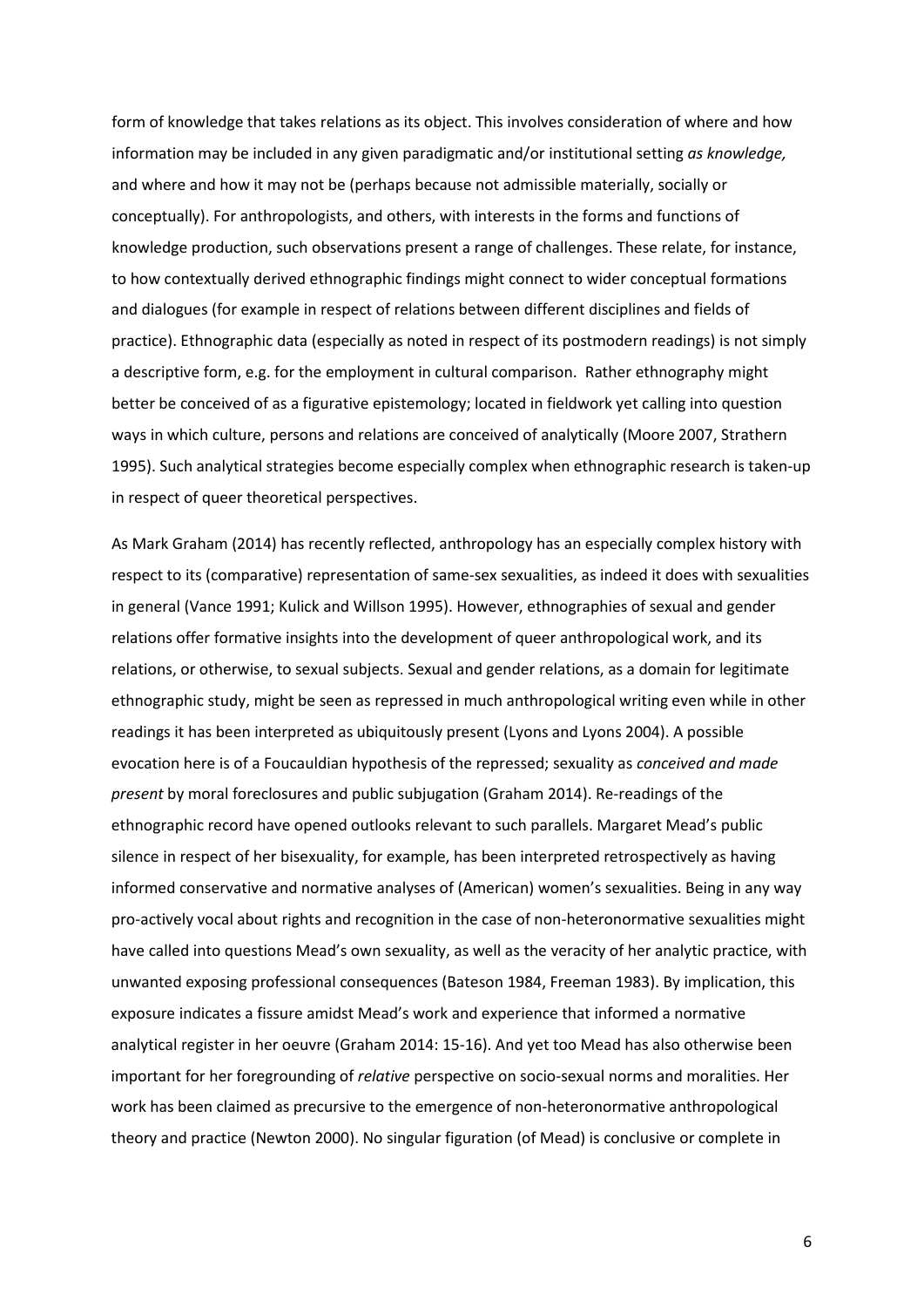form of knowledge that takes relations as its object. This involves consideration of where and how information may be included in any given paradigmatic and/or institutional setting *as knowledge,* and where and how it may not be (perhaps because not admissible materially, socially or conceptually). For anthropologists, and others, with interests in the forms and functions of knowledge production, such observations present a range of challenges. These relate, for instance, to how contextually derived ethnographic findings might connect to wider conceptual formations and dialogues (for example in respect of relations between different disciplines and fields of practice). Ethnographic data (especially as noted in respect of its postmodern readings) is not simply a descriptive form, e.g. for the employment in cultural comparison. Rather ethnography might better be conceived of as a figurative epistemology; located in fieldwork yet calling into question ways in which culture, persons and relations are conceived of analytically (Moore 2007, Strathern 1995). Such analytical strategies become especially complex when ethnographic research is taken-up in respect of queer theoretical perspectives.

As Mark Graham (2014) has recently reflected, anthropology has an especially complex history with respect to its (comparative) representation of same-sex sexualities, as indeed it does with sexualities in general (Vance 1991; Kulick and Willson 1995). However, ethnographies of sexual and gender relations offer formative insights into the development of queer anthropological work, and its relations, or otherwise, to sexual subjects. Sexual and gender relations, as a domain for legitimate ethnographic study, might be seen as repressed in much anthropological writing even while in other readings it has been interpreted as ubiquitously present (Lyons and Lyons 2004). A possible evocation here is of a Foucauldian hypothesis of the repressed; sexuality as *conceived and made present* by moral foreclosures and public subjugation (Graham 2014). Re-readings of the ethnographic record have opened outlooks relevant to such parallels. Margaret Mead's public silence in respect of her bisexuality, for example, has been interpreted retrospectively as having informed conservative and normative analyses of (American) women's sexualities. Being in any way pro-actively vocal about rights and recognition in the case of non-heteronormative sexualities might have called into questions Mead's own sexuality, as well as the veracity of her analytic practice, with unwanted exposing professional consequences (Bateson 1984, Freeman 1983). By implication, this exposure indicates a fissure amidst Mead's work and experience that informed a normative analytical register in her oeuvre (Graham 2014: 15-16). And yet too Mead has also otherwise been important for her foregrounding of *relative* perspective on socio-sexual norms and moralities. Her work has been claimed as precursive to the emergence of non-heteronormative anthropological theory and practice (Newton 2000). No singular figuration (of Mead) is conclusive or complete in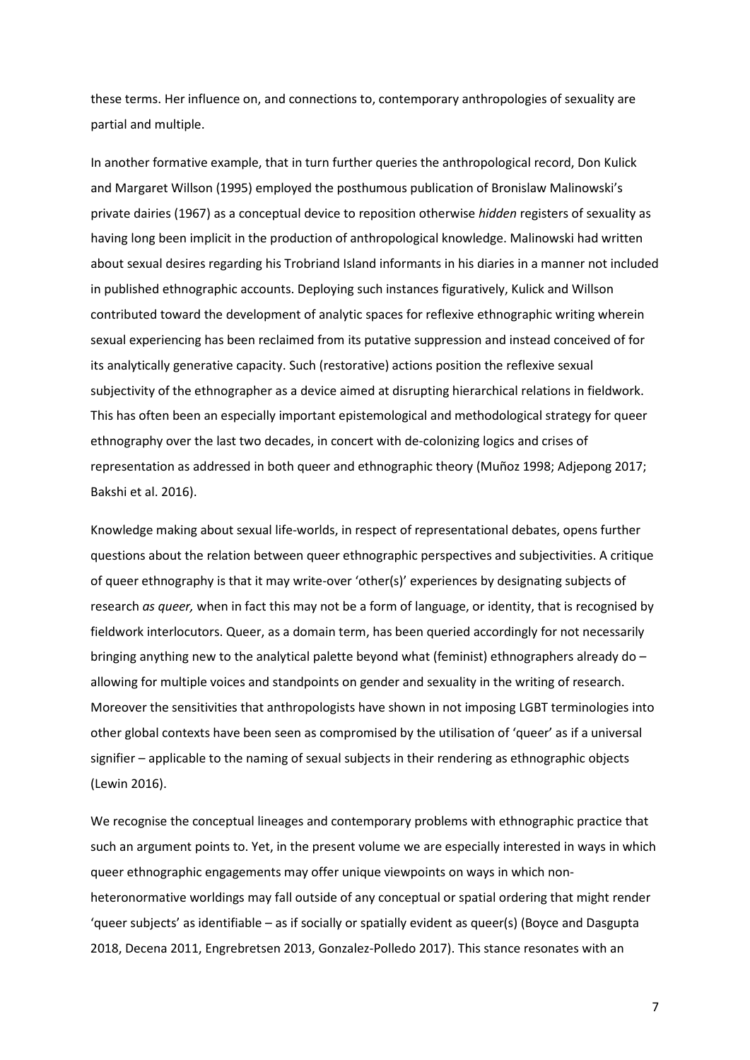these terms. Her influence on, and connections to, contemporary anthropologies of sexuality are partial and multiple.

In another formative example, that in turn further queries the anthropological record, Don Kulick and Margaret Willson (1995) employed the posthumous publication of Bronislaw Malinowski's private dairies (1967) as a conceptual device to reposition otherwise *hidden* registers of sexuality as having long been implicit in the production of anthropological knowledge. Malinowski had written about sexual desires regarding his Trobriand Island informants in his diaries in a manner not included in published ethnographic accounts. Deploying such instances figuratively, Kulick and Willson contributed toward the development of analytic spaces for reflexive ethnographic writing wherein sexual experiencing has been reclaimed from its putative suppression and instead conceived of for its analytically generative capacity. Such (restorative) actions position the reflexive sexual subjectivity of the ethnographer as a device aimed at disrupting hierarchical relations in fieldwork. This has often been an especially important epistemological and methodological strategy for queer ethnography over the last two decades, in concert with de-colonizing logics and crises of representation as addressed in both queer and ethnographic theory (Muñoz 1998; Adjepong 2017; Bakshi et al. 2016).

Knowledge making about sexual life-worlds, in respect of representational debates, opens further questions about the relation between queer ethnographic perspectives and subjectivities. A critique of queer ethnography is that it may write-over 'other(s)' experiences by designating subjects of research *as queer,* when in fact this may not be a form of language, or identity, that is recognised by fieldwork interlocutors. Queer, as a domain term, has been queried accordingly for not necessarily bringing anything new to the analytical palette beyond what (feminist) ethnographers already do – allowing for multiple voices and standpoints on gender and sexuality in the writing of research. Moreover the sensitivities that anthropologists have shown in not imposing LGBT terminologies into other global contexts have been seen as compromised by the utilisation of 'queer' as if a universal signifier – applicable to the naming of sexual subjects in their rendering as ethnographic objects (Lewin 2016).

We recognise the conceptual lineages and contemporary problems with ethnographic practice that such an argument points to. Yet, in the present volume we are especially interested in ways in which queer ethnographic engagements may offer unique viewpoints on ways in which non-heteronormative worldings may fall outside of any conceptual or spatial ordering that might render 'queer subjects' as identifiable – as if socially or spatially evident as queer(s) (Boyce and Dasgupta 2018, Decena 2011, Engrebretsen 2013, Gonzalez-Polledo 2017). This stance resonates with an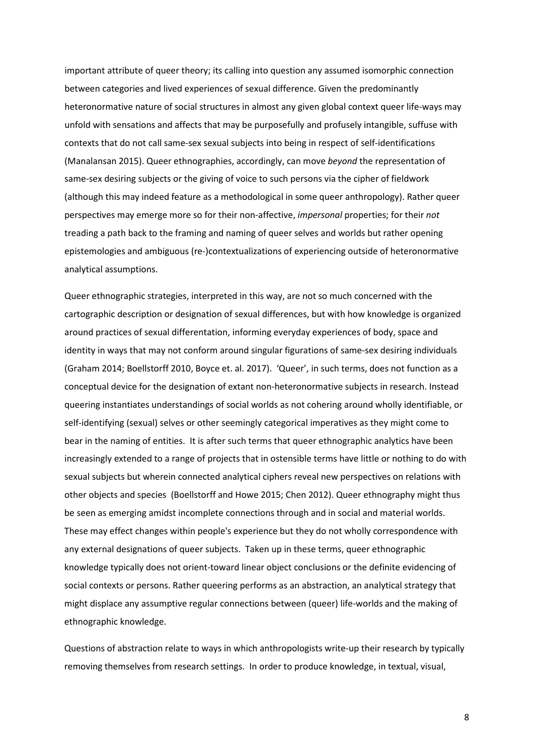important attribute of queer theory; its calling into question any assumed isomorphic connection between categories and lived experiences of sexual difference. Given the predominantly heteronormative nature of social structures in almost any given global context queer life-ways may unfold with sensations and affects that may be purposefully and profusely intangible, suffuse with contexts that do not call same-sex sexual subjects into being in respect of self-identifications (Manalansan 2015). Queer ethnographies, accordingly, can move *beyond* the representation of same-sex desiring subjects or the giving of voice to such persons via the cipher of fieldwork (although this may indeed feature as a methodological in some queer anthropology). Rather queer perspectives may emerge more so for their non-affective, *impersonal* properties; for their *not* treading a path back to the framing and naming of queer selves and worlds but rather opening epistemologies and ambiguous (re-)contextualizations of experiencing outside of heteronormative analytical assumptions.

Queer ethnographic strategies, interpreted in this way, are not so much concerned with the cartographic description or designation of sexual differences, but with how knowledge is organized around practices of sexual differentation, informing everyday experiences of body, space and identity in ways that may not conform around singular figurations of same-sex desiring individuals (Graham 2014; Boellstorff 2010, Boyce et. al. 2017). 'Queer', in such terms, does not function as a conceptual device for the designation of extant non-heteronormative subjects in research. Instead queering instantiates understandings of social worlds as not cohering around wholly identifiable, or self-identifying (sexual) selves or other seemingly categorical imperatives as they might come to bear in the naming of entities. It is after such terms that queer ethnographic analytics have been increasingly extended to a range of projects that in ostensible terms have little or nothing to do with sexual subjects but wherein connected analytical ciphers reveal new perspectives on relations with other objects and species (Boellstorff and Howe 2015; Chen 2012). Queer ethnography might thus be seen as emerging amidst incomplete connections through and in social and material worlds. These may effect changes within people's experience but they do not wholly correspondence with any external designations of queer subjects. Taken up in these terms, queer ethnographic knowledge typically does not orient-toward linear object conclusions or the definite evidencing of social contexts or persons. Rather queering performs as an abstraction, an analytical strategy that might displace any assumptive regular connections between (queer) life-worlds and the making of ethnographic knowledge.

Questions of abstraction relate to ways in which anthropologists write-up their research by typically removing themselves from research settings. In order to produce knowledge, in textual, visual,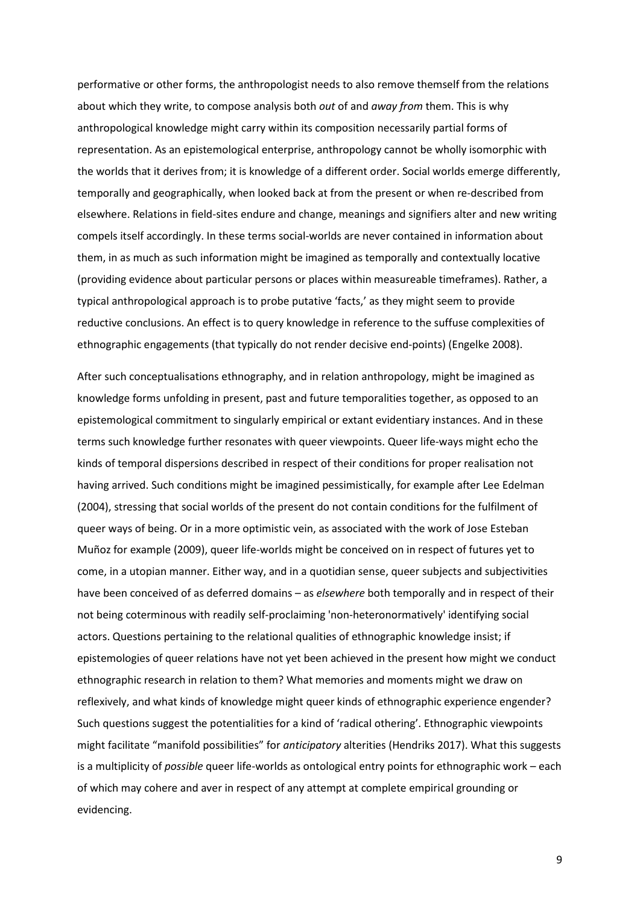performative or other forms, the anthropologist needs to also remove themself from the relations about which they write, to compose analysis both *out* of and *away from* them. This is why anthropological knowledge might carry within its composition necessarily partial forms of representation. As an epistemological enterprise, anthropology cannot be wholly isomorphic with the worlds that it derives from; it is knowledge of a different order. Social worlds emerge differently, temporally and geographically, when looked back at from the present or when re-described from elsewhere. Relations in field-sites endure and change, meanings and signifiers alter and new writing compels itself accordingly. In these terms social-worlds are never contained in information about them, in as much as such information might be imagined as temporally and contextually locative (providing evidence about particular persons or places within measureable timeframes). Rather, a typical anthropological approach is to probe putative 'facts,' as they might seem to provide reductive conclusions. An effect is to query knowledge in reference to the suffuse complexities of ethnographic engagements (that typically do not render decisive end-points) (Engelke 2008).

After such conceptualisations ethnography, and in relation anthropology, might be imagined as knowledge forms unfolding in present, past and future temporalities together, as opposed to an epistemological commitment to singularly empirical or extant evidentiary instances. And in these terms such knowledge further resonates with queer viewpoints. Queer life-ways might echo the kinds of temporal dispersions described in respect of their conditions for proper realisation not having arrived. Such conditions might be imagined pessimistically, for example after Lee Edelman (2004), stressing that social worlds of the present do not contain conditions for the fulfilment of queer ways of being. Or in a more optimistic vein, as associated with the work of Jose Esteban Muñoz for example (2009), queer life-worlds might be conceived on in respect of futures yet to come, in a utopian manner. Either way, and in a quotidian sense, queer subjects and subjectivities have been conceived of as deferred domains – as *elsewhere* both temporally and in respect of their not being coterminous with readily self-proclaiming 'non-heteronormatively' identifying social actors. Questions pertaining to the relational qualities of ethnographic knowledge insist; if epistemologies of queer relations have not yet been achieved in the present how might we conduct ethnographic research in relation to them? What memories and moments might we draw on reflexively, and what kinds of knowledge might queer kinds of ethnographic experience engender? Such questions suggest the potentialities for a kind of 'radical othering'. Ethnographic viewpoints might facilitate "manifold possibilities" for *anticipatory* alterities (Hendriks 2017). What this suggests is a multiplicity of *possible* queer life-worlds as ontological entry points for ethnographic work – each of which may cohere and aver in respect of any attempt at complete empirical grounding or evidencing.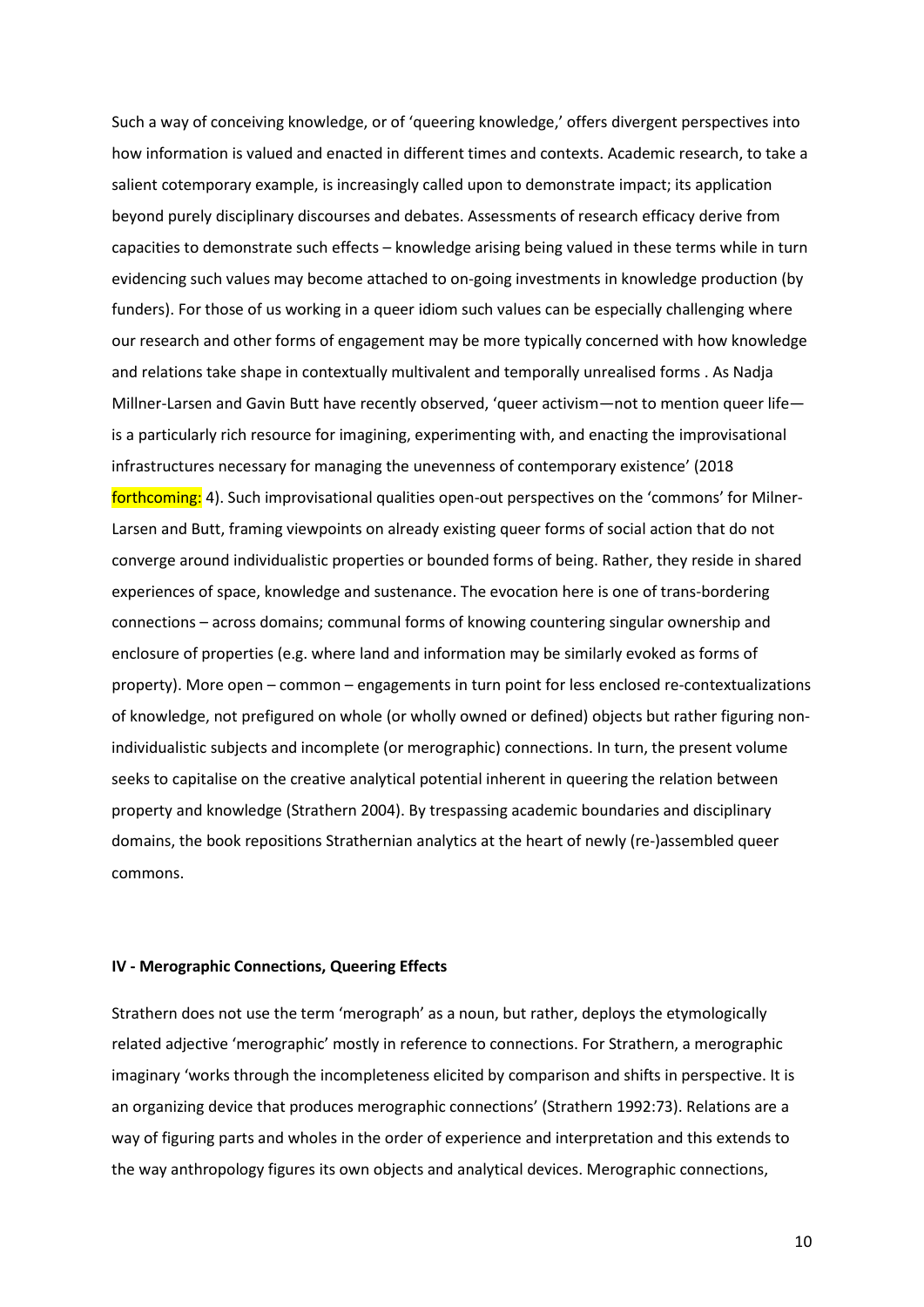Such a way of conceiving knowledge, or of 'queering knowledge,' offers divergent perspectives into how information is valued and enacted in different times and contexts. Academic research, to take a salient cotemporary example, is increasingly called upon to demonstrate impact; its application beyond purely disciplinary discourses and debates. Assessments of research efficacy derive from capacities to demonstrate such effects – knowledge arising being valued in these terms while in turn evidencing such values may become attached to on-going investments in knowledge production (by funders). For those of us working in a queer idiom such values can be especially challenging where our research and other forms of engagement may be more typically concerned with how knowledge and relations take shape in contextually multivalent and temporally unrealised forms . As Nadja Millner-Larsen and Gavin Butt have recently observed, 'queer activism—not to mention queer life—is a particularly rich resource for imagining, experimenting with, and enacting the improvisational infrastructures necessary for managing the unevenness of contemporary existence' (2018 forthcoming: 4). Such improvisational qualities open-out perspectives on the 'commons' for Milner-Larsen and Butt, framing viewpoints on already existing queer forms of social action that do not converge around individualistic properties or bounded forms of being. Rather, they reside in shared experiences of space, knowledge and sustenance. The evocation here is one of trans-bordering connections – across domains; communal forms of knowing countering singular ownership and enclosure of properties (e.g. where land and information may be similarly evoked as forms of property). More open – common – engagements in turn point for less enclosed re-contextualizations of knowledge, not prefigured on whole (or wholly owned or defined) objects but rather figuring non-individualistic subjects and incomplete (or merographic) connections. In turn, the present volume seeks to capitalise on the creative analytical potential inherent in queering the relation between property and knowledge (Strathern 2004). By trespassing academic boundaries and disciplinary domains, the book repositions Strathernian analytics at the heart of newly (re-)assembled queer commons.

## IV - Merographic Connections, Queering Effects

Strathern does not use the term 'merograph' as a noun, but rather, deploys the etymologically related adjective 'merographic' mostly in reference to connections. For Strathern, a merographic imaginary 'works through the incompleteness elicited by comparison and shifts in perspective. It is an organizing device that produces merographic connections' (Strathern 1992:73). Relations are a way of figuring parts and wholes in the order of experience and interpretation and this extends to the way anthropology figures its own objects and analytical devices. Merographic connections,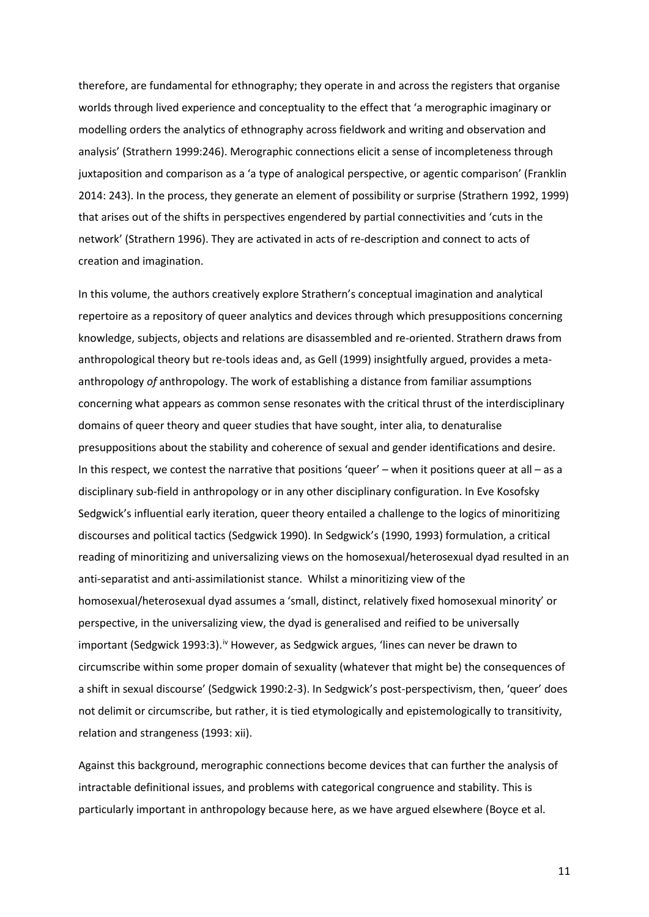therefore, are fundamental for ethnography; they operate in and across the registers that organise worlds through lived experience and conceptuality to the effect that 'a merographic imaginary or modelling orders the analytics of ethnography across fieldwork and writing and observation and analysis' (Strathern 1999:246). Merographic connections elicit a sense of incompleteness through juxtaposition and comparison as a 'a type of analogical perspective, or agentic comparison' (Franklin 2014: 243). In the process, they generate an element of possibility or surprise (Strathern 1992, 1999) that arises out of the shifts in perspectives engendered by partial connectivities and 'cuts in the network' (Strathern 1996). They are activated in acts of re-description and connect to acts of creation and imagination.

In this volume, the authors creatively explore Strathern's conceptual imagination and analytical repertoire as a repository of queer analytics and devices through which presuppositions concerning knowledge, subjects, objects and relations are disassembled and re-oriented. Strathern draws from anthropological theory but re-tools ideas and, as Gell (1999) insightfully argued, provides a meta-anthropology *of* anthropology. The work of establishing a distance from familiar assumptions concerning what appears as common sense resonates with the critical thrust of the interdisciplinary domains of queer theory and queer studies that have sought, inter alia, to denaturalise presuppositions about the stability and coherence of sexual and gender identifications and desire. In this respect, we contest the narrative that positions 'queer' – when it positions queer at all – as a disciplinary sub-field in anthropology or in any other disciplinary configuration. In Eve Kosofsky Sedgwick's influential early iteration, queer theory entailed a challenge to the logics of minoritizing discourses and political tactics (Sedgwick 1990). In Sedgwick's (1990, 1993) formulation, a critical reading of minoritizing and universalizing views on the homosexual/heterosexual dyad resulted in an anti-separatist and anti-assimilationist stance. Whilst a minoritizing view of the homosexual/heterosexual dyad assumes a 'small, distinct, relatively fixed homosexual minority' or perspective, in the universalizing view, the dyad is generalised and reified to be universally important (Sedgwick 1993:3).[iv] However, as Sedgwick argues, 'lines can never be drawn to circumscribe within some proper domain of sexuality (whatever that might be) the consequences of a shift in sexual discourse' (Sedgwick 1990:2-3). In Sedgwick's post-perspectivism, then, 'queer' does not delimit or circumscribe, but rather, it is tied etymologically and epistemologically to transitivity, relation and strangeness (1993: xii).

Against this background, merographic connections become devices that can further the analysis of intractable definitional issues, and problems with categorical congruence and stability. This is particularly important in anthropology because here, as we have argued elsewhere (Boyce et al.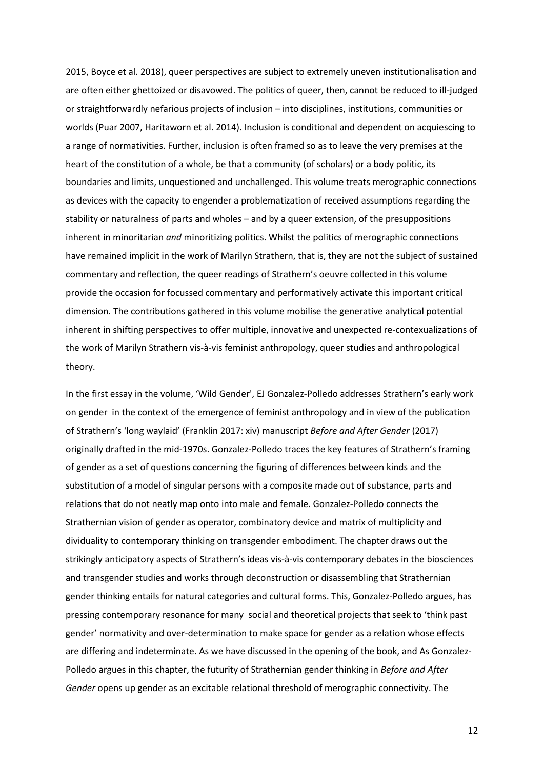2015, Boyce et al. 2018), queer perspectives are subject to extremely uneven institutionalisation and are often either ghettoized or disavowed. The politics of queer, then, cannot be reduced to ill-judged or straightforwardly nefarious projects of inclusion – into disciplines, institutions, communities or worlds (Puar 2007, Haritaworn et al. 2014). Inclusion is conditional and dependent on acquiescing to a range of normativities. Further, inclusion is often framed so as to leave the very premises at the heart of the constitution of a whole, be that a community (of scholars) or a body politic, its boundaries and limits, unquestioned and unchallenged. This volume treats merographic connections as devices with the capacity to engender a problematization of received assumptions regarding the stability or naturalness of parts and wholes – and by a queer extension, of the presuppositions inherent in minoritarian *and* minoritizing politics. Whilst the politics of merographic connections have remained implicit in the work of Marilyn Strathern, that is, they are not the subject of sustained commentary and reflection, the queer readings of Strathern's oeuvre collected in this volume provide the occasion for focussed commentary and performatively activate this important critical dimension. The contributions gathered in this volume mobilise the generative analytical potential inherent in shifting perspectives to offer multiple, innovative and unexpected re-contexualizations of the work of Marilyn Strathern vis-à-vis feminist anthropology, queer studies and anthropological theory.

In the first essay in the volume, 'Wild Gender', EJ Gonzalez-Polledo addresses Strathern's early work on gender in the context of the emergence of feminist anthropology and in view of the publication of Strathern's 'long waylaid' (Franklin 2017: xiv) manuscript *Before and After Gender* (2017) originally drafted in the mid-1970s. Gonzalez-Polledo traces the key features of Strathern's framing of gender as a set of questions concerning the figuring of differences between kinds and the substitution of a model of singular persons with a composite made out of substance, parts and relations that do not neatly map onto into male and female. Gonzalez-Polledo connects the Strathernian vision of gender as operator, combinatory device and matrix of multiplicity and dividuality to contemporary thinking on transgender embodiment. The chapter draws out the strikingly anticipatory aspects of Strathern's ideas vis-à-vis contemporary debates in the biosciences and transgender studies and works through deconstruction or disassembling that Strathernian gender thinking entails for natural categories and cultural forms. This, Gonzalez-Polledo argues, has pressing contemporary resonance for many social and theoretical projects that seek to 'think past gender' normativity and over-determination to make space for gender as a relation whose effects are differing and indeterminate. As we have discussed in the opening of the book, and As Gonzalez-Polledo argues in this chapter, the futurity of Strathernian gender thinking in *Before and After Gender* opens up gender as an excitable relational threshold of merographic connectivity. The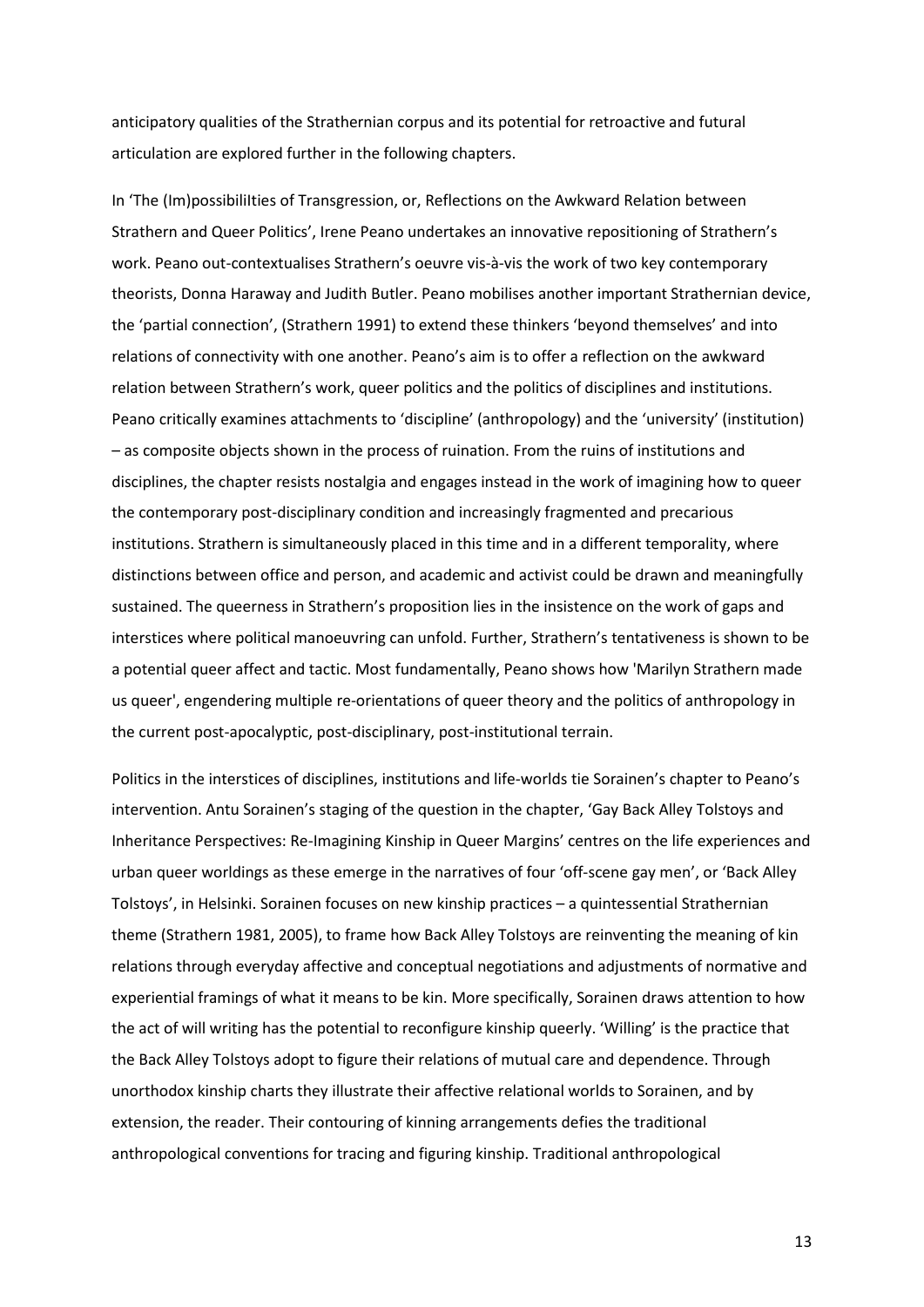anticipatory qualities of the Strathernian corpus and its potential for retroactive and futural articulation are explored further in the following chapters.

In 'The (Im)possibilIties of Transgression, or, Reflections on the Awkward Relation between Strathern and Queer Politics', Irene Peano undertakes an innovative repositioning of Strathern's work. Peano out-contextualises Strathern's oeuvre vis-à-vis the work of two key contemporary theorists, Donna Haraway and Judith Butler. Peano mobilises another important Strathernian device, the 'partial connection', (Strathern 1991) to extend these thinkers 'beyond themselves' and into relations of connectivity with one another. Peano's aim is to offer a reflection on the awkward relation between Strathern's work, queer politics and the politics of disciplines and institutions. Peano critically examines attachments to 'discipline' (anthropology) and the 'university' (institution) – as composite objects shown in the process of ruination. From the ruins of institutions and disciplines, the chapter resists nostalgia and engages instead in the work of imagining how to queer the contemporary post-disciplinary condition and increasingly fragmented and precarious institutions. Strathern is simultaneously placed in this time and in a different temporality, where distinctions between office and person, and academic and activist could be drawn and meaningfully sustained. The queerness in Strathern's proposition lies in the insistence on the work of gaps and interstices where political manoeuvring can unfold. Further, Strathern's tentativeness is shown to be a potential queer affect and tactic. Most fundamentally, Peano shows how 'Marilyn Strathern made us queer', engendering multiple re-orientations of queer theory and the politics of anthropology in the current post-apocalyptic, post-disciplinary, post-institutional terrain.

Politics in the interstices of disciplines, institutions and life-worlds tie Sorainen's chapter to Peano's intervention. Antu Sorainen's staging of the question in the chapter, 'Gay Back Alley Tolstoys and Inheritance Perspectives: Re-Imagining Kinship in Queer Margins' centres on the life experiences and urban queer worldings as these emerge in the narratives of four 'off-scene gay men', or 'Back Alley Tolstoys', in Helsinki. Sorainen focuses on new kinship practices – a quintessential Strathernian theme (Strathern 1981, 2005), to frame how Back Alley Tolstoys are reinventing the meaning of kin relations through everyday affective and conceptual negotiations and adjustments of normative and experiential framings of what it means to be kin. More specifically, Sorainen draws attention to how the act of will writing has the potential to reconfigure kinship queerly. 'Willing' is the practice that the Back Alley Tolstoys adopt to figure their relations of mutual care and dependence. Through unorthodox kinship charts they illustrate their affective relational worlds to Sorainen, and by extension, the reader. Their contouring of kinning arrangements defies the traditional anthropological conventions for tracing and figuring kinship. Traditional anthropological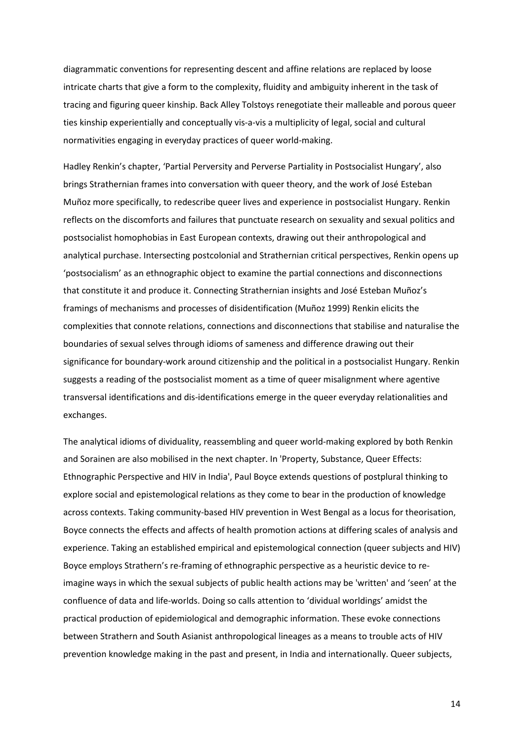diagrammatic conventions for representing descent and affine relations are replaced by loose intricate charts that give a form to the complexity, fluidity and ambiguity inherent in the task of tracing and figuring queer kinship. Back Alley Tolstoys renegotiate their malleable and porous queer ties kinship experientially and conceptually vis-a-vis a multiplicity of legal, social and cultural normativities engaging in everyday practices of queer world-making.

Hadley Renkin's chapter, 'Partial Perversity and Perverse Partiality in Postsocialist Hungary', also brings Strathernian frames into conversation with queer theory, and the work of José Esteban Muñoz more specifically, to redescribe queer lives and experience in postsocialist Hungary. Renkin reflects on the discomforts and failures that punctuate research on sexuality and sexual politics and postsocialist homophobias in East European contexts, drawing out their anthropological and analytical purchase. Intersecting postcolonial and Strathernian critical perspectives, Renkin opens up 'postsocialism' as an ethnographic object to examine the partial connections and disconnections that constitute it and produce it. Connecting Strathernian insights and José Esteban Muñoz's framings of mechanisms and processes of disidentification (Muñoz 1999) Renkin elicits the complexities that connote relations, connections and disconnections that stabilise and naturalise the boundaries of sexual selves through idioms of sameness and difference drawing out their significance for boundary-work around citizenship and the political in a postsocialist Hungary. Renkin suggests a reading of the postsocialist moment as a time of queer misalignment where agentive transversal identifications and dis-identifications emerge in the queer everyday relationalities and exchanges.

The analytical idioms of dividuality, reassembling and queer world-making explored by both Renkin and Sorainen are also mobilised in the next chapter. In 'Property, Substance, Queer Effects: Ethnographic Perspective and HIV in India', Paul Boyce extends questions of postplural thinking to explore social and epistemological relations as they come to bear in the production of knowledge across contexts. Taking community-based HIV prevention in West Bengal as a locus for theorisation, Boyce connects the effects and affects of health promotion actions at differing scales of analysis and experience. Taking an established empirical and epistemological connection (queer subjects and HIV) Boyce employs Strathern's re-framing of ethnographic perspective as a heuristic device to re-imagine ways in which the sexual subjects of public health actions may be 'written' and 'seen' at the confluence of data and life-worlds. Doing so calls attention to 'dividual worldings' amidst the practical production of epidemiological and demographic information. These evoke connections between Strathern and South Asianist anthropological lineages as a means to trouble acts of HIV prevention knowledge making in the past and present, in India and internationally. Queer subjects,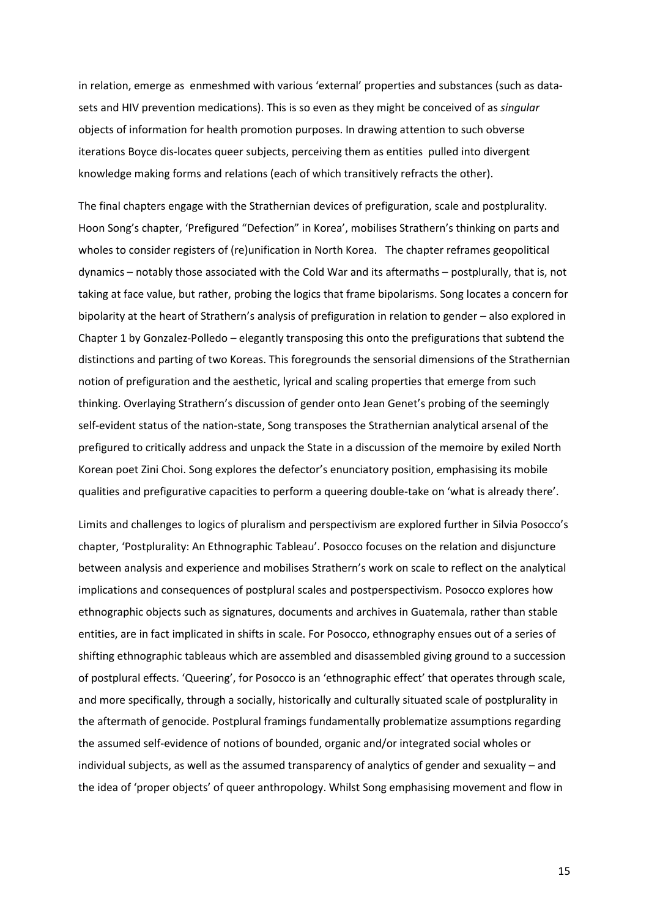in relation, emerge as enmeshmed with various 'external' properties and substances (such as data-sets and HIV prevention medications). This is so even as they might be conceived of as *singular* objects of information for health promotion purposes. In drawing attention to such obverse iterations Boyce dis-locates queer subjects, perceiving them as entities pulled into divergent knowledge making forms and relations (each of which transitively refracts the other).

The final chapters engage with the Strathernian devices of prefiguration, scale and postplurality. Hoon Song's chapter, 'Prefigured "Defection" in Korea', mobilises Strathern's thinking on parts and wholes to consider registers of (re)unification in North Korea. The chapter reframes geopolitical dynamics – notably those associated with the Cold War and its aftermaths – postplurally, that is, not taking at face value, but rather, probing the logics that frame bipolarisms. Song locates a concern for bipolarity at the heart of Strathern's analysis of prefiguration in relation to gender – also explored in Chapter 1 by Gonzalez-Polledo – elegantly transposing this onto the prefigurations that subtend the distinctions and parting of two Koreas. This foregrounds the sensorial dimensions of the Strathernian notion of prefiguration and the aesthetic, lyrical and scaling properties that emerge from such thinking. Overlaying Strathern's discussion of gender onto Jean Genet's probing of the seemingly self-evident status of the nation-state, Song transposes the Strathernian analytical arsenal of the prefigured to critically address and unpack the State in a discussion of the memoire by exiled North Korean poet Zini Choi. Song explores the defector's enunciatory position, emphasising its mobile qualities and prefigurative capacities to perform a queering double-take on 'what is already there'.

Limits and challenges to logics of pluralism and perspectivism are explored further in Silvia Posocco's chapter, 'Postplurality: An Ethnographic Tableau'. Posocco focuses on the relation and disjuncture between analysis and experience and mobilises Strathern's work on scale to reflect on the analytical implications and consequences of postplural scales and postperspectivism. Posocco explores how ethnographic objects such as signatures, documents and archives in Guatemala, rather than stable entities, are in fact implicated in shifts in scale. For Posocco, ethnography ensues out of a series of shifting ethnographic tableaus which are assembled and disassembled giving ground to a succession of postplural effects. 'Queering', for Posocco is an 'ethnographic effect' that operates through scale, and more specifically, through a socially, historically and culturally situated scale of postplurality in the aftermath of genocide. Postplural framings fundamentally problematize assumptions regarding the assumed self-evidence of notions of bounded, organic and/or integrated social wholes or individual subjects, as well as the assumed transparency of analytics of gender and sexuality – and the idea of 'proper objects' of queer anthropology. Whilst Song emphasising movement and flow in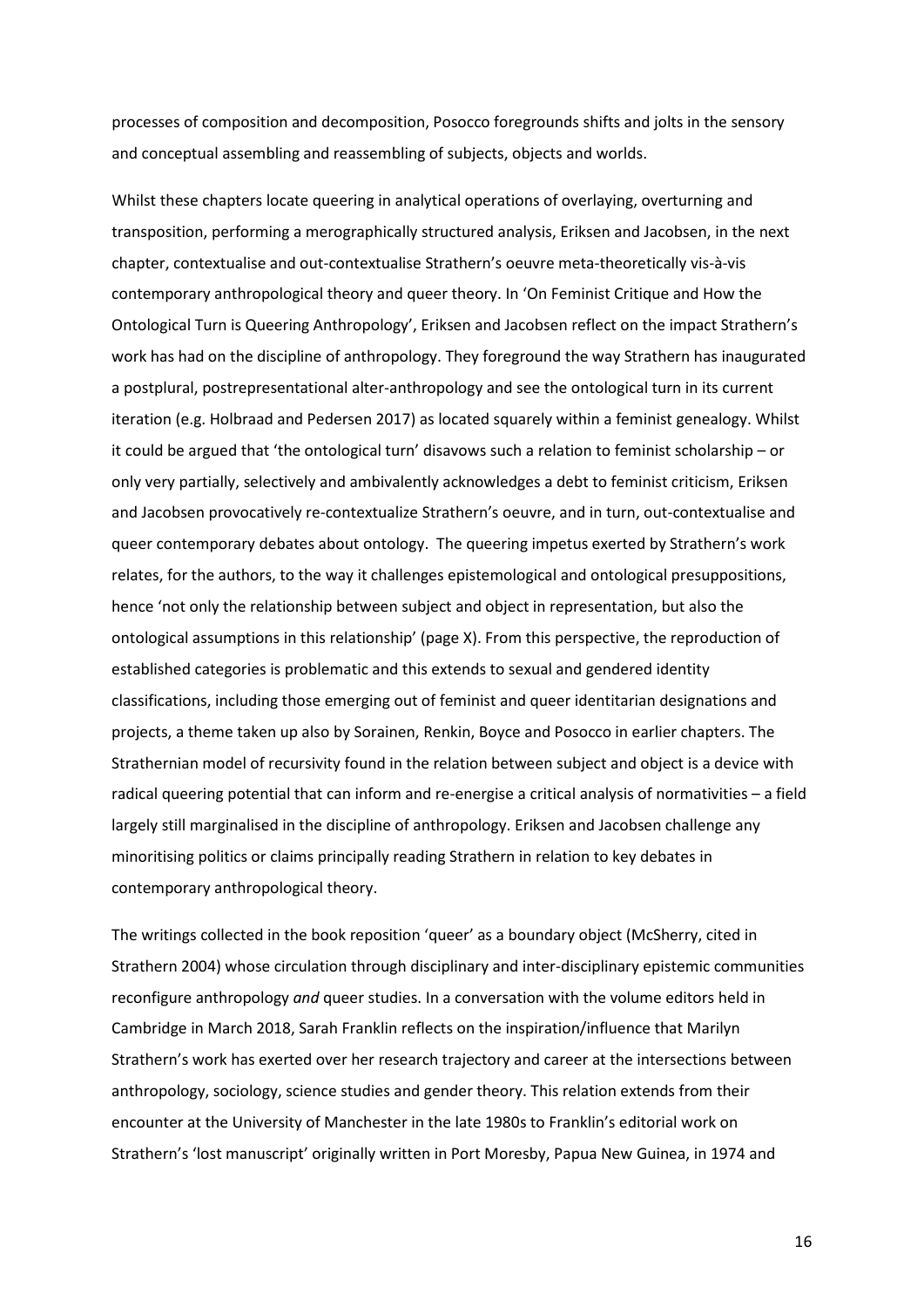processes of composition and decomposition, Posocco foregrounds shifts and jolts in the sensory and conceptual assembling and reassembling of subjects, objects and worlds.

Whilst these chapters locate queering in analytical operations of overlaying, overturning and transposition, performing a merographically structured analysis, Eriksen and Jacobsen, in the next chapter, contextualise and out-contextualise Strathern's oeuvre meta-theoretically vis-à-vis contemporary anthropological theory and queer theory. In 'On Feminist Critique and How the Ontological Turn is Queering Anthropology', Eriksen and Jacobsen reflect on the impact Strathern's work has had on the discipline of anthropology. They foreground the way Strathern has inaugurated a postplural, postrepresentational alter-anthropology and see the ontological turn in its current iteration (e.g. Holbraad and Pedersen 2017) as located squarely within a feminist genealogy. Whilst it could be argued that 'the ontological turn' disavows such a relation to feminist scholarship – or only very partially, selectively and ambivalently acknowledges a debt to feminist criticism, Eriksen and Jacobsen provocatively re-contextualize Strathern's oeuvre, and in turn, out-contextualise and queer contemporary debates about ontology. The queering impetus exerted by Strathern's work relates, for the authors, to the way it challenges epistemological and ontological presuppositions, hence 'not only the relationship between subject and object in representation, but also the ontological assumptions in this relationship' (page X). From this perspective, the reproduction of established categories is problematic and this extends to sexual and gendered identity classifications, including those emerging out of feminist and queer identitarian designations and projects, a theme taken up also by Sorainen, Renkin, Boyce and Posocco in earlier chapters. The Strathernian model of recursivity found in the relation between subject and object is a device with radical queering potential that can inform and re-energise a critical analysis of normativities – a field largely still marginalised in the discipline of anthropology. Eriksen and Jacobsen challenge any minoritising politics or claims principally reading Strathern in relation to key debates in contemporary anthropological theory.

The writings collected in the book reposition 'queer' as a boundary object (McSherry, cited in Strathern 2004) whose circulation through disciplinary and inter-disciplinary epistemic communities reconfigure anthropology *and* queer studies. In a conversation with the volume editors held in Cambridge in March 2018, Sarah Franklin reflects on the inspiration/influence that Marilyn Strathern's work has exerted over her research trajectory and career at the intersections between anthropology, sociology, science studies and gender theory. This relation extends from their encounter at the University of Manchester in the late 1980s to Franklin's editorial work on Strathern's 'lost manuscript' originally written in Port Moresby, Papua New Guinea, in 1974 and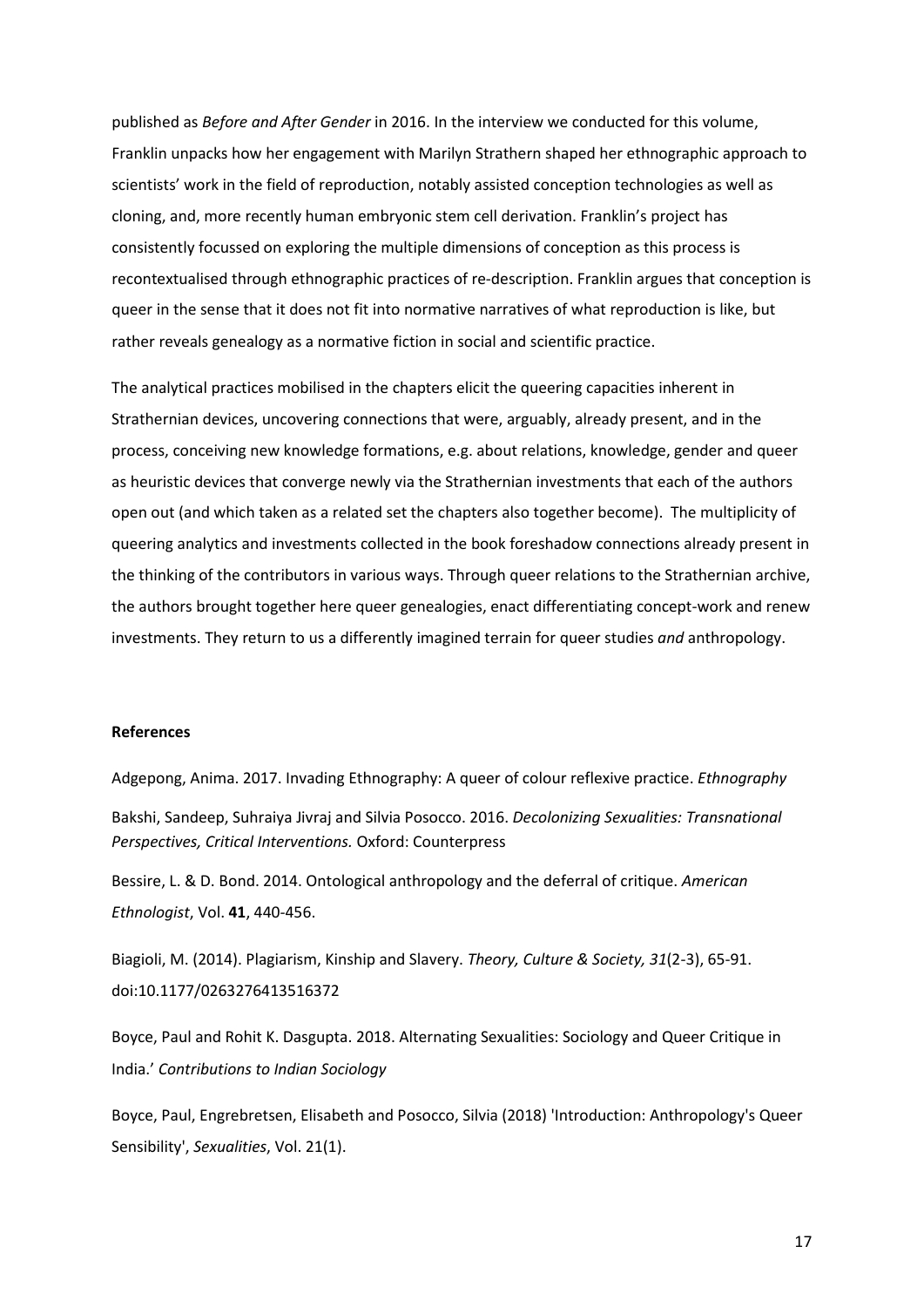published as *Before and After Gender* in 2016. In the interview we conducted for this volume, Franklin unpacks how her engagement with Marilyn Strathern shaped her ethnographic approach to scientists' work in the field of reproduction, notably assisted conception technologies as well as cloning, and, more recently human embryonic stem cell derivation. Franklin's project has consistently focussed on exploring the multiple dimensions of conception as this process is recontextualised through ethnographic practices of re-description. Franklin argues that conception is queer in the sense that it does not fit into normative narratives of what reproduction is like, but rather reveals genealogy as a normative fiction in social and scientific practice.

The analytical practices mobilised in the chapters elicit the queering capacities inherent in Strathernian devices, uncovering connections that were, arguably, already present, and in the process, conceiving new knowledge formations, e.g. about relations, knowledge, gender and queer as heuristic devices that converge newly via the Strathernian investments that each of the authors open out (and which taken as a related set the chapters also together become). The multiplicity of queering analytics and investments collected in the book foreshadow connections already present in the thinking of the contributors in various ways. Through queer relations to the Strathernian archive, the authors brought together here queer genealogies, enact differentiating concept-work and renew investments. They return to us a differently imagined terrain for queer studies *and* anthropology.

**References**

Adgepong, Anima. 2017. Invading Ethnography: A queer of colour reflexive practice. *Ethnography*

Bakshi, Sandeep, Suhraiya Jivraj and Silvia Posocco. 2016. *Decolonizing Sexualities: Transnational Perspectives, Critical Interventions.* Oxford: Counterpress

Bessire, L. & D. Bond. 2014. Ontological anthropology and the deferral of critique. *American Ethnologist*, Vol. **41**, 440-456.

Biagioli, M. (2014). Plagiarism, Kinship and Slavery. *Theory, Culture & Society, 31*(2-3), 65-91. doi:10.1177/0263276413516372

Boyce, Paul and Rohit K. Dasgupta. 2018. Alternating Sexualities: Sociology and Queer Critique in India.' *Contributions to Indian Sociology*

Boyce, Paul, Engrebretsen, Elisabeth and Posocco, Silvia (2018) 'Introduction: Anthropology's Queer Sensibility', *Sexualities*, Vol. 21(1).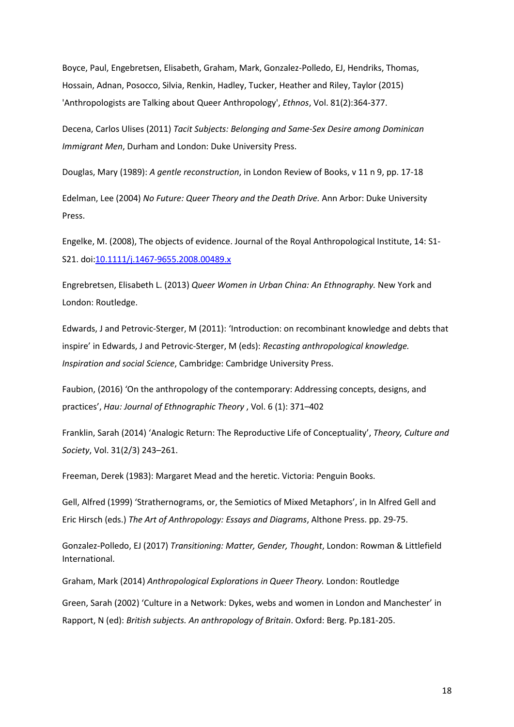Boyce, Paul, Engebretsen, Elisabeth, Graham, Mark, Gonzalez-Polledo, EJ, Hendriks, Thomas, Hossain, Adnan, Posocco, Silvia, Renkin, Hadley, Tucker, Heather and Riley, Taylor (2015) 'Anthropologists are Talking about Queer Anthropology', *Ethnos*, Vol. 81(2):364-377.

Decena, Carlos Ulises (2011) *Tacit Subjects: Belonging and Same-Sex Desire among Dominican Immigrant Men*, Durham and London: Duke University Press.

Douglas, Mary (1989): *A gentle reconstruction*, in London Review of Books, v 11 n 9, pp. 17-18

Edelman, Lee (2004) *No Future: Queer Theory and the Death Drive.* Ann Arbor: Duke University Press.

Engelke, M. (2008), The objects of evidence. Journal of the Royal Anthropological Institute, 14: S1-S21. doi:10.1111/j.1467-9655.2008.00489.x

Engrebretsen, Elisabeth L. (2013) *Queer Women in Urban China: An Ethnography.* New York and London: Routledge.

Edwards, J and Petrovic-Sterger, M (2011): 'Introduction: on recombinant knowledge and debts that inspire' in Edwards, J and Petrovic-Sterger, M (eds): *Recasting anthropological knowledge. Inspiration and social Science*, Cambridge: Cambridge University Press.

Faubion, (2016) 'On the anthropology of the contemporary: Addressing concepts, designs, and practices', *Hau: Journal of Ethnographic Theory* , Vol. 6 (1): 371–402

Franklin, Sarah (2014) 'Analogic Return: The Reproductive Life of Conceptuality', *Theory, Culture and Society*, Vol. 31(2/3) 243–261.

Freeman, Derek (1983): Margaret Mead and the heretic. Victoria: Penguin Books.

Gell, Alfred (1999) 'Strathernograms, or, the Semiotics of Mixed Metaphors', in In Alfred Gell and Eric Hirsch (eds.) *The Art of Anthropology: Essays and Diagrams*, Althone Press. pp. 29-75.

Gonzalez-Polledo, EJ (2017) *Transitioning: Matter, Gender, Thought*, London: Rowman & Littlefield International.

Graham, Mark (2014) *Anthropological Explorations in Queer Theory.* London: Routledge

Green, Sarah (2002) 'Culture in a Network: Dykes, webs and women in London and Manchester' in Rapport, N (ed): *British subjects. An anthropology of Britain*. Oxford: Berg. Pp.181-205.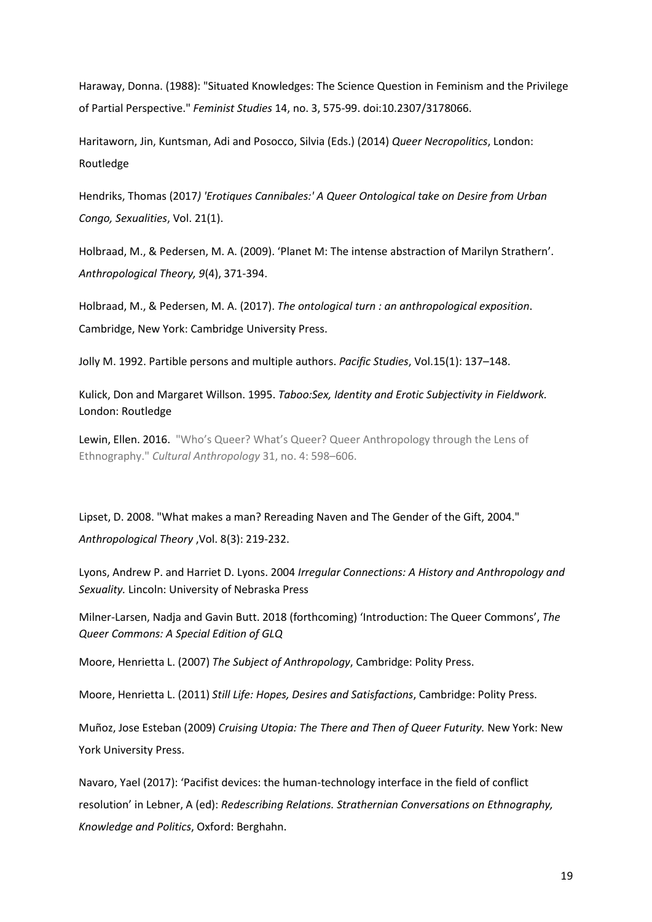Haraway, Donna. (1988): "Situated Knowledges: The Science Question in Feminism and the Privilege of Partial Perspective." *Feminist Studies* 14, no. 3, 575-99. doi:10.2307/3178066.

Haritaworn, Jin, Kuntsman, Adi and Posocco, Silvia (Eds.) (2014) *Queer Necropolitics*, London: Routledge

Hendriks, Thomas (2017*) 'Erotiques Cannibales:' A Queer Ontological take on Desire from Urban Congo, Sexualities*, Vol. 21(1).

Holbraad, M., & Pedersen, M. A. (2009). 'Planet M: The intense abstraction of Marilyn Strathern'. *Anthropological Theory, 9*(4), 371-394.

Holbraad, M., & Pedersen, M. A. (2017). *The ontological turn : an anthropological exposition*. Cambridge, New York: Cambridge University Press.

Jolly M. 1992. Partible persons and multiple authors. *Pacific Studies*, Vol.15(1): 137–148.

Kulick, Don and Margaret Willson. 1995. *Taboo:Sex, Identity and Erotic Subjectivity in Fieldwork.* London: Routledge

Lewin, Ellen. 2016. "Who's Queer? What's Queer? Queer Anthropology through the Lens of Ethnography." *Cultural Anthropology* 31, no. 4: 598–606.

Lipset, D. 2008. "What makes a man? Rereading Naven and The Gender of the Gift, 2004." *Anthropological Theory* ,Vol. 8(3): 219-232.

Lyons, Andrew P. and Harriet D. Lyons. 2004 *Irregular Connections: A History and Anthropology and Sexuality.* Lincoln: University of Nebraska Press

Milner-Larsen, Nadja and Gavin Butt. 2018 (forthcoming) 'Introduction: The Queer Commons', *The Queer Commons: A Special Edition of GLQ*

Moore, Henrietta L. (2007) *The Subject of Anthropology*, Cambridge: Polity Press.

Moore, Henrietta L. (2011) *Still Life: Hopes, Desires and Satisfactions*, Cambridge: Polity Press.

Muñoz, Jose Esteban (2009) *Cruising Utopia: The There and Then of Queer Futurity.* New York: New York University Press.

Navaro, Yael (2017): 'Pacifist devices: the human-technology interface in the field of conflict resolution' in Lebner, A (ed): *Redescribing Relations. Strathernian Conversations on Ethnography, Knowledge and Politics*, Oxford: Berghahn.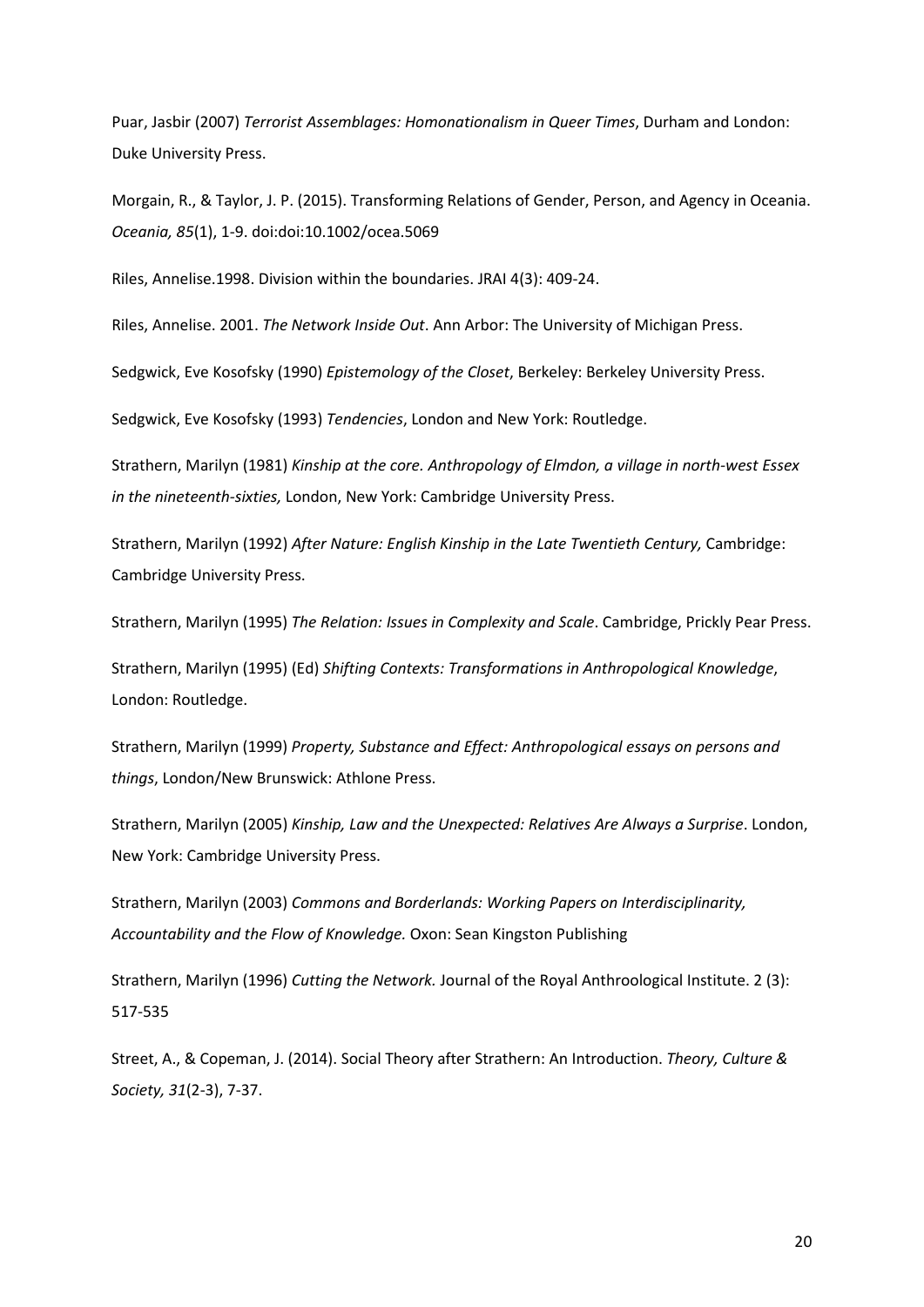Puar, Jasbir (2007) *Terrorist Assemblages: Homonationalism in Queer Times*, Durham and London: Duke University Press.

Morgain, R., & Taylor, J. P. (2015). Transforming Relations of Gender, Person, and Agency in Oceania. *Oceania, 85*(1), 1-9. doi:doi:10.1002/ocea.5069

Riles, Annelise.1998. Division within the boundaries. JRAI 4(3): 409-24.

Riles, Annelise. 2001. *The Network Inside Out*. Ann Arbor: The University of Michigan Press.

Sedgwick, Eve Kosofsky (1990) *Epistemology of the Closet*, Berkeley: Berkeley University Press.

Sedgwick, Eve Kosofsky (1993) *Tendencies*, London and New York: Routledge.

Strathern, Marilyn (1981) *Kinship at the core. Anthropology of Elmdon, a village in north-west Essex in the nineteenth-sixties,* London, New York: Cambridge University Press.

Strathern, Marilyn (1992) *After Nature: English Kinship in the Late Twentieth Century,* Cambridge: Cambridge University Press.

Strathern, Marilyn (1995) *The Relation: Issues in Complexity and Scale*. Cambridge, Prickly Pear Press.

Strathern, Marilyn (1995) (Ed) *Shifting Contexts: Transformations in Anthropological Knowledge*, London: Routledge.

Strathern, Marilyn (1999) *Property, Substance and Effect: Anthropological essays on persons and things*, London/New Brunswick: Athlone Press.

Strathern, Marilyn (2005) *Kinship, Law and the Unexpected: Relatives Are Always a Surprise*. London, New York: Cambridge University Press.

Strathern, Marilyn (2003) *Commons and Borderlands: Working Papers on Interdisciplinarity, Accountability and the Flow of Knowledge.* Oxon: Sean Kingston Publishing

Strathern, Marilyn (1996) *Cutting the Network.* Journal of the Royal Anthroological Institute. 2 (3): 517-535

Street, A., & Copeman, J. (2014). Social Theory after Strathern: An Introduction. *Theory, Culture & Society, 31*(2-3), 7-37.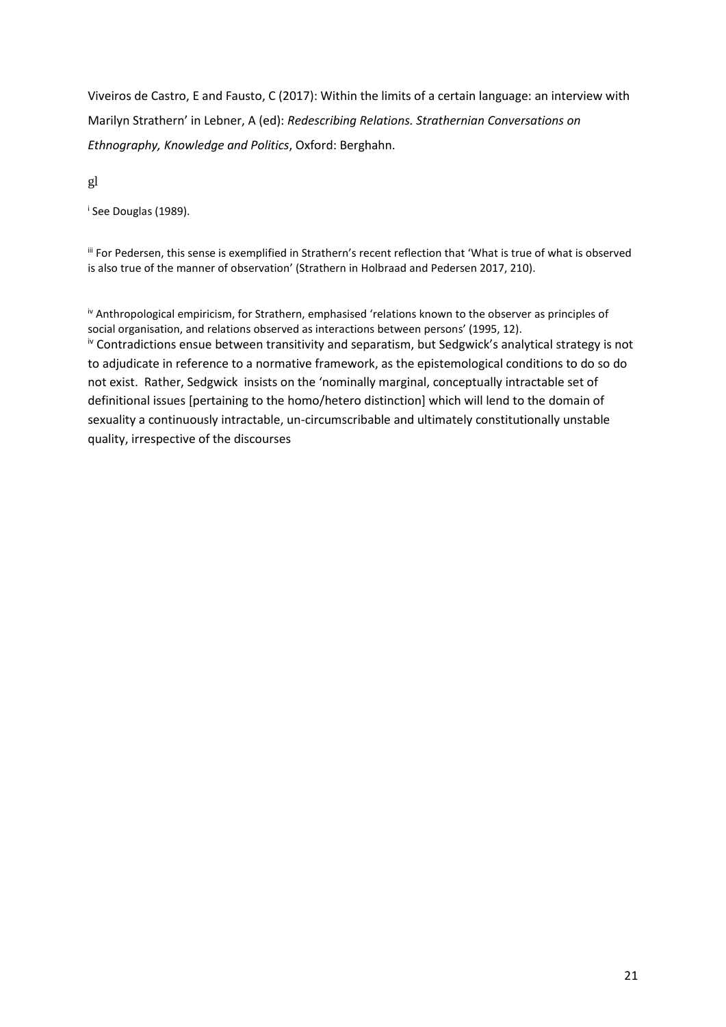Viveiros de Castro, E and Fausto, C (2017): Within the limits of a certain language: an interview with Marilyn Strathern' in Lebner, A (ed): *Redescribing Relations. Strathernian Conversations on Ethnography, Knowledge and Politics*, Oxford: Berghahn.

gl

[i] See Douglas (1989).

[iii] For Pedersen, this sense is exemplified in Strathern's recent reflection that 'What is true of what is observed is also true of the manner of observation' (Strathern in Holbraad and Pedersen 2017, 210).

[iv] Anthropological empiricism, for Strathern, emphasised 'relations known to the observer as principles of social organisation, and relations observed as interactions between persons' (1995, 12).

[iv] Contradictions ensue between transitivity and separatism, but Sedgwick's analytical strategy is not to adjudicate in reference to a normative framework, as the epistemological conditions to do so do not exist. Rather, Sedgwick insists on the 'nominally marginal, conceptually intractable set of definitional issues [pertaining to the homo/hetero distinction] which will lend to the domain of sexuality a continuously intractable, un-circumscribable and ultimately constitutionally unstable quality, irrespective of the discourses